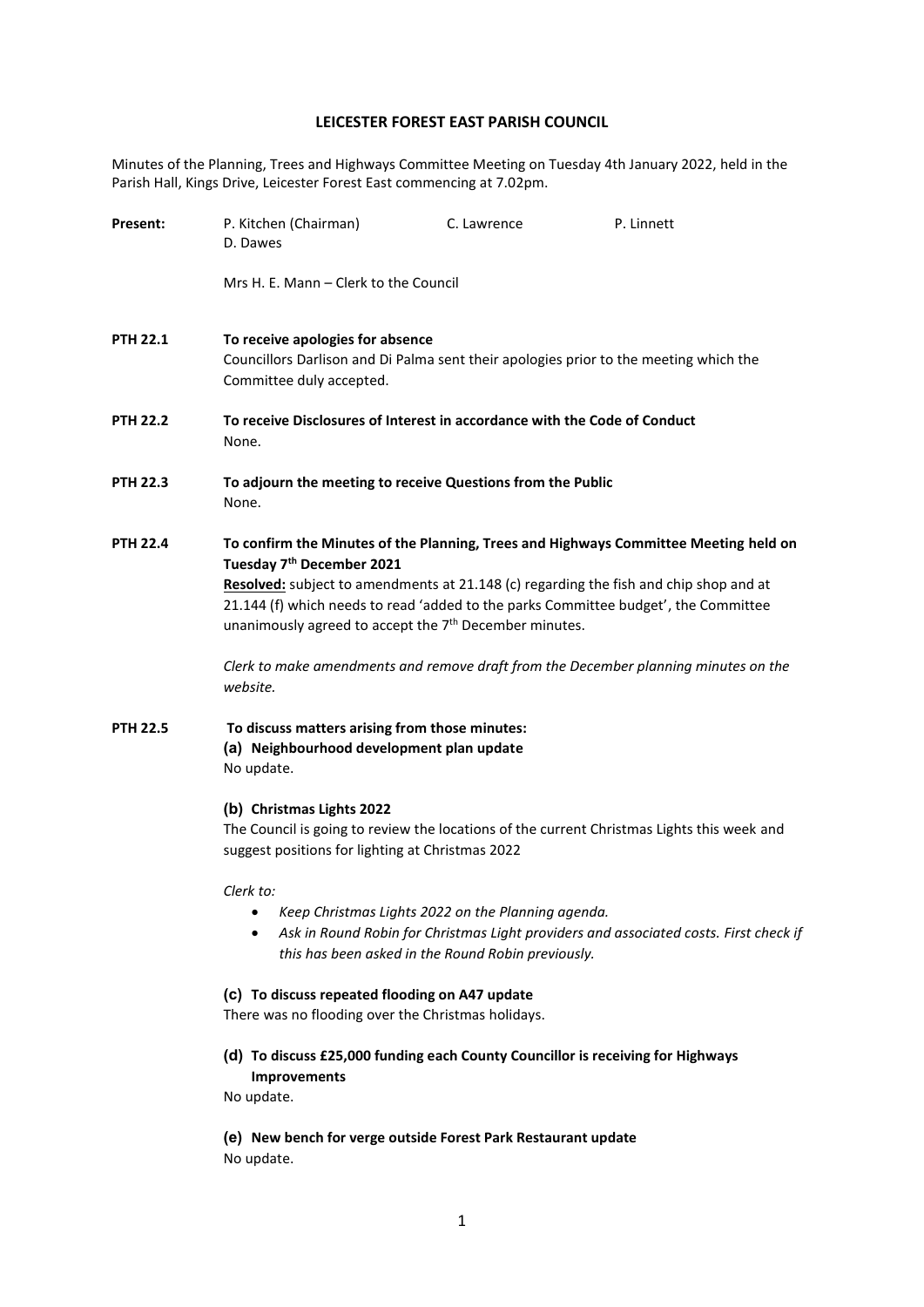# LEICESTER FOREST EAST PARISH COUNCIL

Minutes of the Planning, Trees and Highways Committee Meeting on Tuesday 4th January 2022, held in the Parish Hall, Kings Drive, Leicester Forest East commencing at 7.02pm.

**Present:** P. Kitchen (Chairman), C. Lawrence, P. Linnett, D. Dawes

Mrs H. E. Mann – Clerk to the Council

**PTH 22.1 To receive apologies for absence**

Councillors Darlison and Di Palma sent their apologies prior to the meeting which the Committee duly accepted.

**PTH 22.2 To receive Disclosures of Interest in accordance with the Code of Conduct**

None.

**PTH 22.3 To adjourn the meeting to receive Questions from the Public**

None.

**PTH 22.4 To confirm the Minutes of the Planning, Trees and Highways Committee Meeting held on Tuesday 7th December 2021**

**Resolved:** subject to amendments at 21.148 (c) regarding the fish and chip shop and at 21.144 (f) which needs to read 'added to the parks Committee budget', the Committee unanimously agreed to accept the 7th December minutes.

*Clerk to make amendments and remove draft from the December planning minutes on the website.*

**PTH 22.5 To discuss matters arising from those minutes:**

**(a) Neighbourhood development plan update**

No update.

**(b) Christmas Lights 2022**

The Council is going to review the locations of the current Christmas Lights this week and suggest positions for lighting at Christmas 2022

*Clerk to:*

- *Keep Christmas Lights 2022 on the Planning agenda.*
- *Ask in Round Robin for Christmas Light providers and associated costs. First check if this has been asked in the Round Robin previously.*

**(c) To discuss repeated flooding on A47 update**

There was no flooding over the Christmas holidays.

**(d) To discuss £25,000 funding each County Councillor is receiving for Highways Improvements**

No update.

**(e) New bench for verge outside Forest Park Restaurant update**

No update.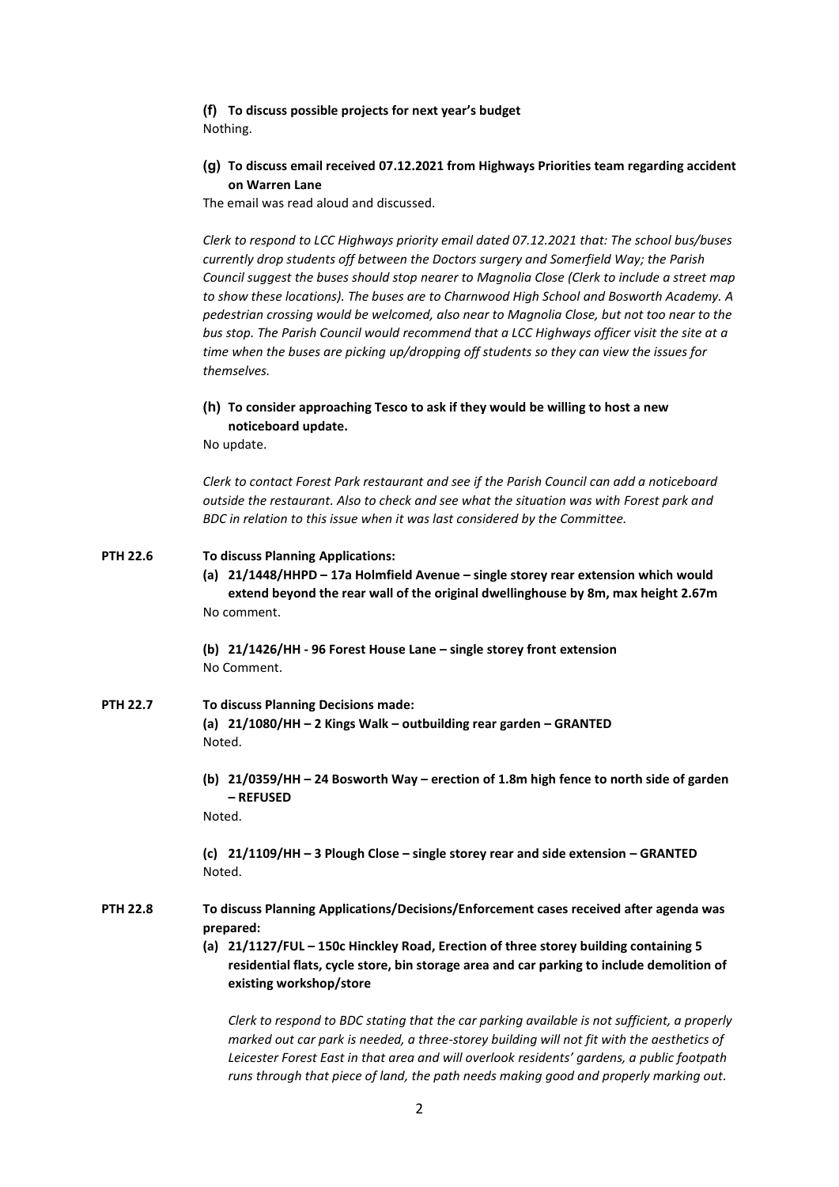**(f) To discuss possible projects for next year's budget**

Nothing.

**(g) To discuss email received 07.12.2021 from Highways Priorities team regarding accident on Warren Lane**

The email was read aloud and discussed.

*Clerk to respond to LCC Highways priority email dated 07.12.2021 that: The school bus/buses currently drop students off between the Doctors surgery and Somerfield Way; the Parish Council suggest the buses should stop nearer to Magnolia Close (Clerk to include a street map to show these locations). The buses are to Charnwood High School and Bosworth Academy. A pedestrian crossing would be welcomed, also near to Magnolia Close, but not too near to the bus stop. The Parish Council would recommend that a LCC Highways officer visit the site at a time when the buses are picking up/dropping off students so they can view the issues for themselves.*

**(h) To consider approaching Tesco to ask if they would be willing to host a new noticeboard update.**

No update.

*Clerk to contact Forest Park restaurant and see if the Parish Council can add a noticeboard outside the restaurant. Also to check and see what the situation was with Forest park and BDC in relation to this issue when it was last considered by the Committee.*

**PTH 22.6 To discuss Planning Applications:**

**(a) 21/1448/HHPD – 17a Holmfield Avenue – single storey rear extension which would extend beyond the rear wall of the original dwellinghouse by 8m, max height 2.67m**

No comment.

**(b) 21/1426/HH - 96 Forest House Lane – single storey front extension**

No Comment.

**PTH 22.7 To discuss Planning Decisions made:**

**(a) 21/1080/HH – 2 Kings Walk – outbuilding rear garden – GRANTED**

Noted.

**(b) 21/0359/HH – 24 Bosworth Way – erection of 1.8m high fence to north side of garden – REFUSED**

Noted.

**(c) 21/1109/HH – 3 Plough Close – single storey rear and side extension – GRANTED**

Noted.

**PTH 22.8 To discuss Planning Applications/Decisions/Enforcement cases received after agenda was prepared:**

**(a) 21/1127/FUL – 150c Hinckley Road, Erection of three storey building containing 5 residential flats, cycle store, bin storage area and car parking to include demolition of existing workshop/store**

*Clerk to respond to BDC stating that the car parking available is not sufficient, a properly marked out car park is needed, a three-storey building will not fit with the aesthetics of Leicester Forest East in that area and will overlook residents' gardens, a public footpath runs through that piece of land, the path needs making good and properly marking out.*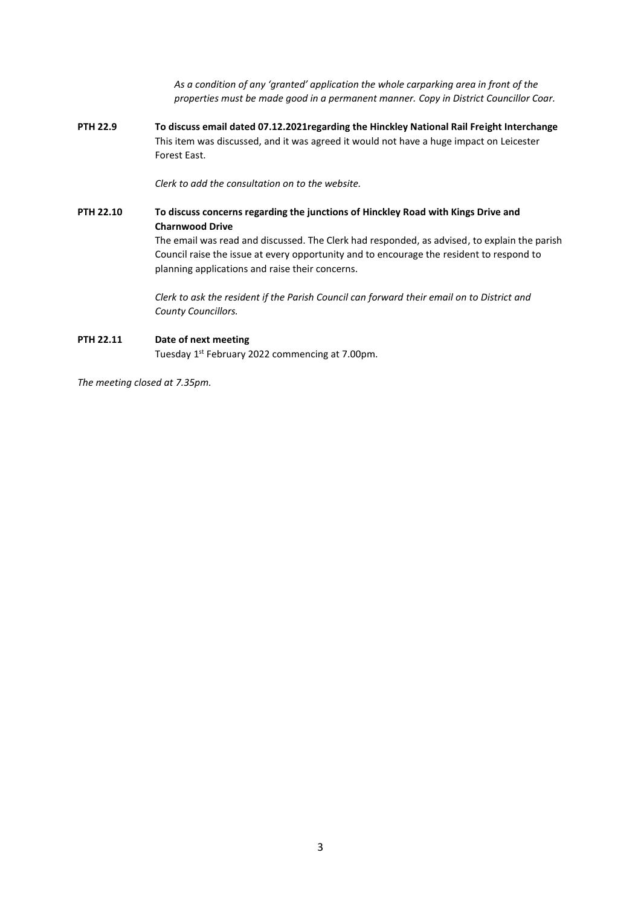*As a condition of any 'granted' application the whole carparking area in front of the properties must be made good in a permanent manner. Copy in District Councillor Coar.*

**PTH 22.9 To discuss email dated 07.12.2021regarding the Hinckley National Rail Freight Interchange**

This item was discussed, and it was agreed it would not have a huge impact on Leicester Forest East.

*Clerk to add the consultation on to the website.*

**PTH 22.10 To discuss concerns regarding the junctions of Hinckley Road with Kings Drive and Charnwood Drive**

The email was read and discussed. The Clerk had responded, as advised, to explain the parish Council raise the issue at every opportunity and to encourage the resident to respond to planning applications and raise their concerns.

*Clerk to ask the resident if the Parish Council can forward their email on to District and County Councillors.*

**PTH 22.11 Date of next meeting**

Tuesday 1st February 2022 commencing at 7.00pm.

*The meeting closed at 7.35pm.*